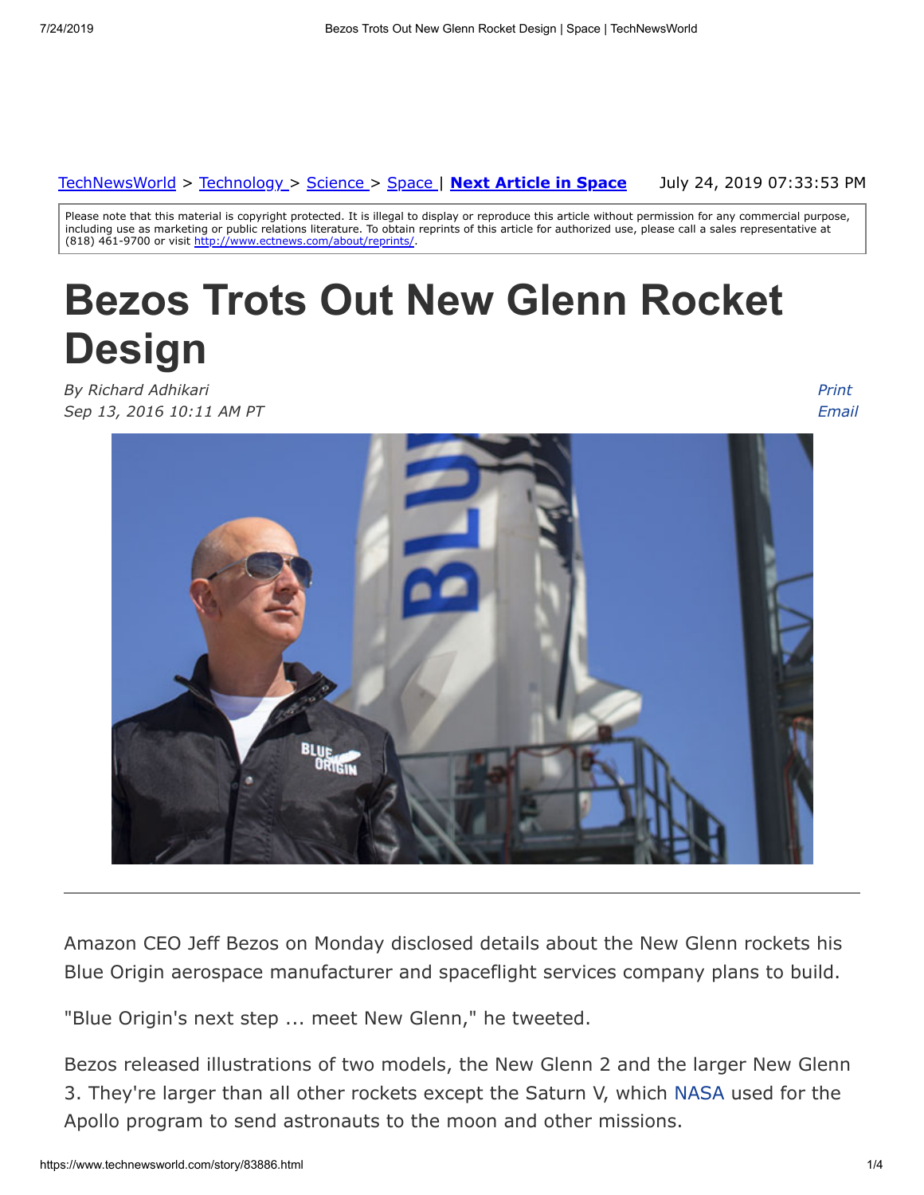TechNewsWorld > Technology > Science > Space | **Next Article in Space** July 24, 2019 07:33:53 PM

Please note that this material is copyright protected. It is illegal to display or reproduce this article without permission for any commercial purpose, including use as marketing or public relations literature. To obtain reprints of this article for authorized use, please call a sales representative at (818) 461-9700 or visit http://www.ectnews.com/about/reprints/.

# Bezos Trots Out New Glenn Rocket Design

*By Richard Adhikari*
*Sep 13, 2016 10:11 AM PT*

*Print*
*Email*

---

Amazon CEO Jeff Bezos on Monday disclosed details about the New Glenn rockets his Blue Origin aerospace manufacturer and spaceflight services company plans to build.

"Blue Origin's next step ... meet New Glenn," he tweeted.

Bezos released illustrations of two models, the New Glenn 2 and the larger New Glenn 3. They're larger than all other rockets except the Saturn V, which NASA used for the Apollo program to send astronauts to the moon and other missions.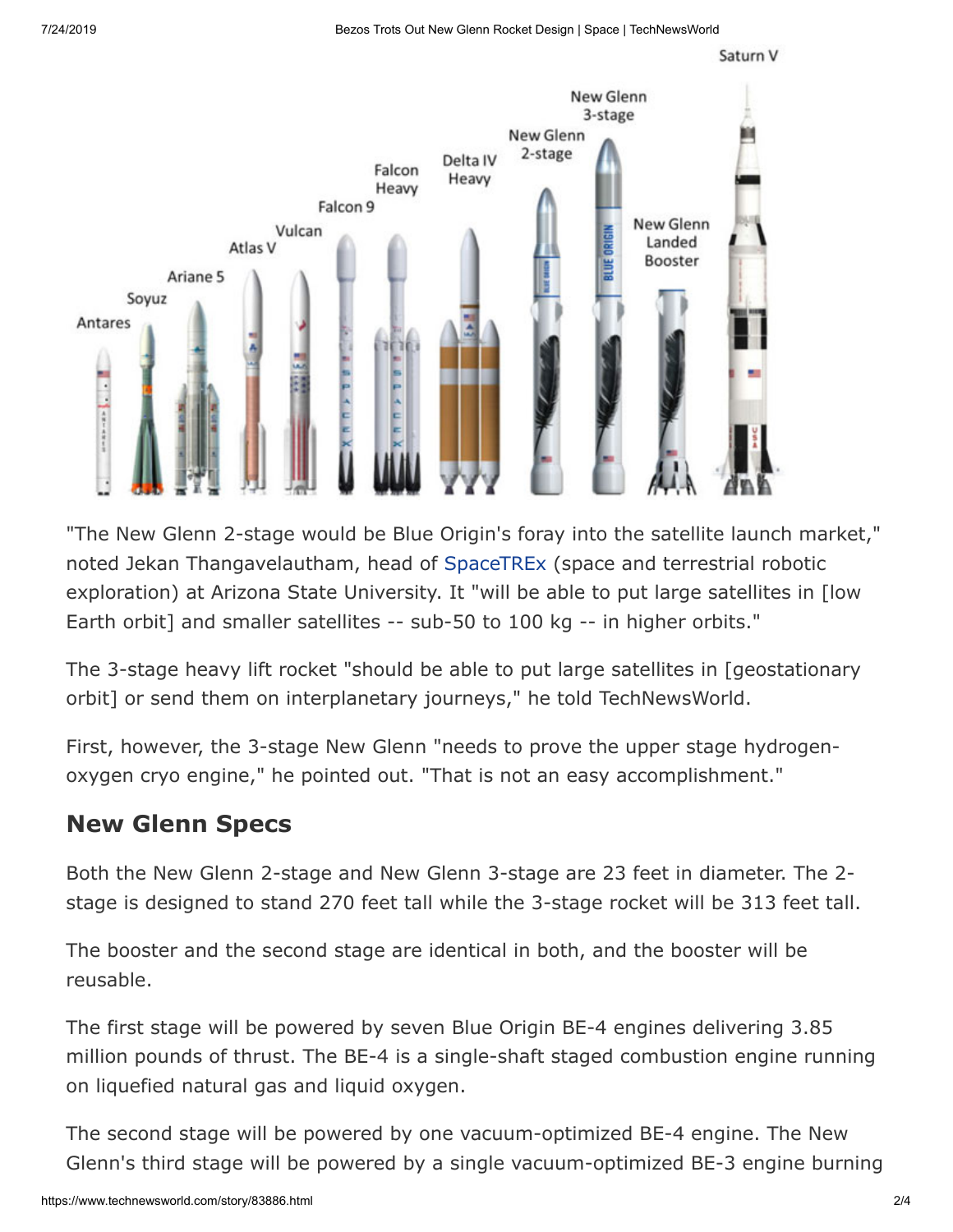"The New Glenn 2-stage would be Blue Origin's foray into the satellite launch market," noted Jekan Thangavelautham, head of SpaceTREx (space and terrestrial robotic exploration) at Arizona State University. It "will be able to put large satellites in [low Earth orbit] and smaller satellites -- sub-50 to 100 kg -- in higher orbits."

The 3-stage heavy lift rocket "should be able to put large satellites in [geostationary orbit] or send them on interplanetary journeys," he told TechNewsWorld.

First, however, the 3-stage New Glenn "needs to prove the upper stage hydrogen-oxygen cryo engine," he pointed out. "That is not an easy accomplishment."

## New Glenn Specs

Both the New Glenn 2-stage and New Glenn 3-stage are 23 feet in diameter. The 2-stage is designed to stand 270 feet tall while the 3-stage rocket will be 313 feet tall.

The booster and the second stage are identical in both, and the booster will be reusable.

The first stage will be powered by seven Blue Origin BE-4 engines delivering 3.85 million pounds of thrust. The BE-4 is a single-shaft staged combustion engine running on liquefied natural gas and liquid oxygen.

The second stage will be powered by one vacuum-optimized BE-4 engine. The New Glenn's third stage will be powered by a single vacuum-optimized BE-3 engine burning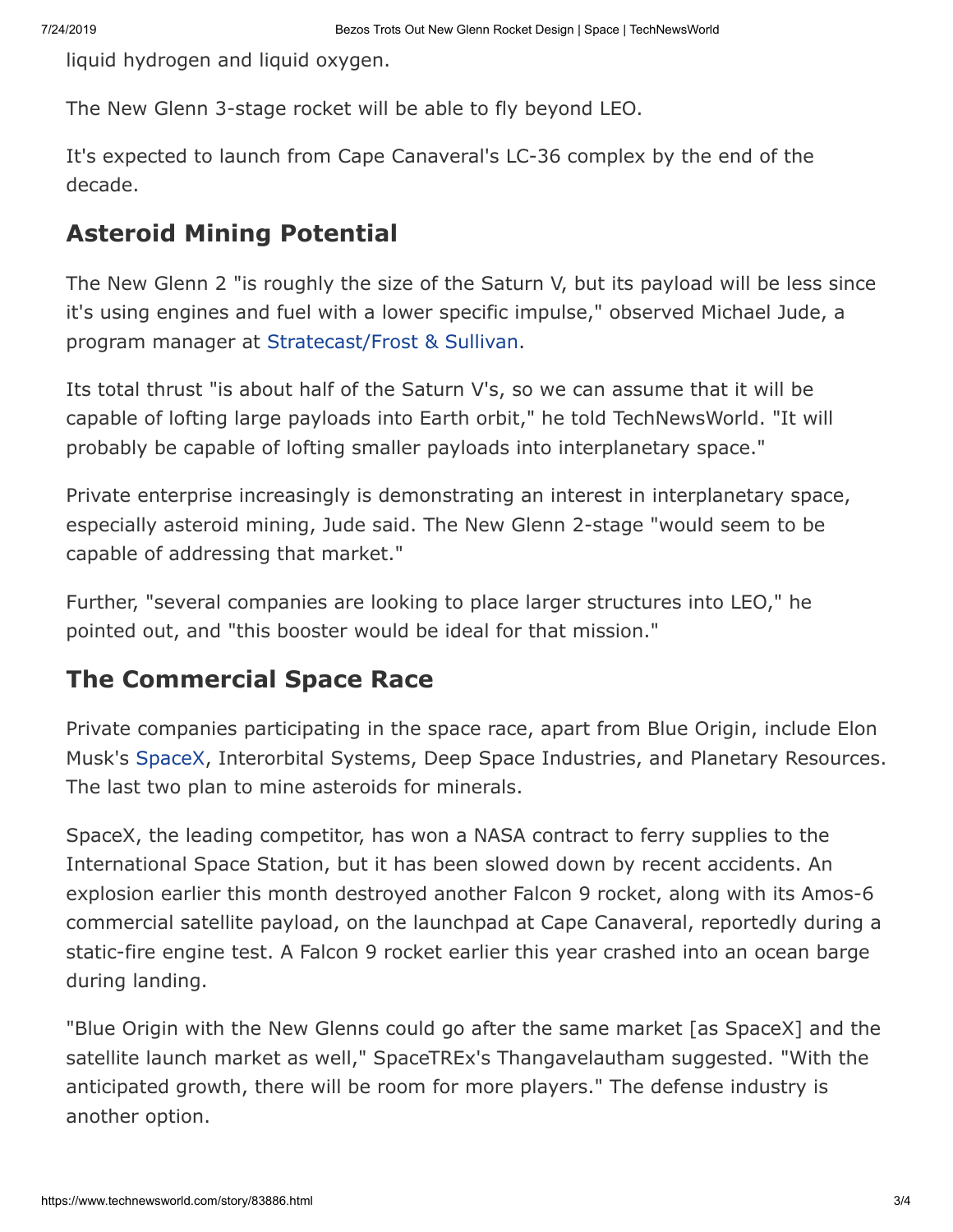liquid hydrogen and liquid oxygen.

The New Glenn 3-stage rocket will be able to fly beyond LEO.

It's expected to launch from Cape Canaveral's LC-36 complex by the end of the decade.

## Asteroid Mining Potential

The New Glenn 2 "is roughly the size of the Saturn V, but its payload will be less since it's using engines and fuel with a lower specific impulse," observed Michael Jude, a program manager at Stratecast/Frost & Sullivan.

Its total thrust "is about half of the Saturn V's, so we can assume that it will be capable of lofting large payloads into Earth orbit," he told TechNewsWorld. "It will probably be capable of lofting smaller payloads into interplanetary space."

Private enterprise increasingly is demonstrating an interest in interplanetary space, especially asteroid mining, Jude said. The New Glenn 2-stage "would seem to be capable of addressing that market."

Further, "several companies are looking to place larger structures into LEO," he pointed out, and "this booster would be ideal for that mission."

## The Commercial Space Race

Private companies participating in the space race, apart from Blue Origin, include Elon Musk's SpaceX, Interorbital Systems, Deep Space Industries, and Planetary Resources. The last two plan to mine asteroids for minerals.

SpaceX, the leading competitor, has won a NASA contract to ferry supplies to the International Space Station, but it has been slowed down by recent accidents. An explosion earlier this month destroyed another Falcon 9 rocket, along with its Amos-6 commercial satellite payload, on the launchpad at Cape Canaveral, reportedly during a static-fire engine test. A Falcon 9 rocket earlier this year crashed into an ocean barge during landing.

"Blue Origin with the New Glenns could go after the same market [as SpaceX] and the satellite launch market as well," SpaceTREx's Thangavelautham suggested. "With the anticipated growth, there will be room for more players." The defense industry is another option.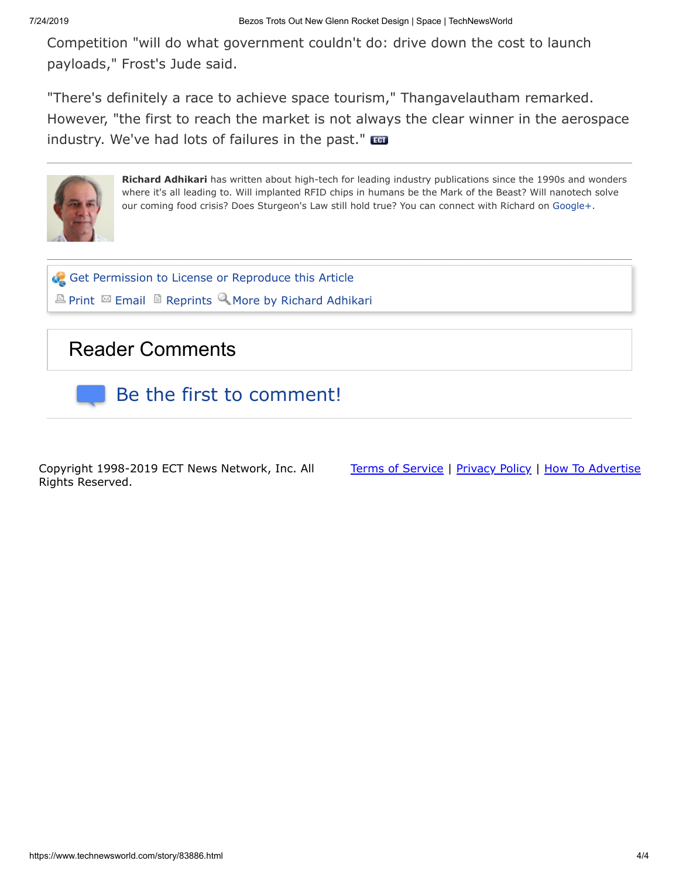Competition "will do what government couldn't do: drive down the cost to launch payloads," Frost's Jude said.

"There's definitely a race to achieve space tourism," Thangavelautham remarked. However, "the first to reach the market is not always the clear winner in the aerospace industry. We've had lots of failures in the past."

---

**Richard Adhikari** has written about high-tech for leading industry publications since the 1990s and wonders where it's all leading to. Will implanted RFID chips in humans be the Mark of the Beast? Will nanotech solve our coming food crisis? Does Sturgeon's Law still hold true? You can connect with Richard on Google+.

---

Get Permission to License or Reproduce this Article

Print Email Reprints More by Richard Adhikari

## Reader Comments

Be the first to comment!

Copyright 1998-2019 ECT News Network, Inc. All Rights Reserved.

Terms of Service | Privacy Policy | How To Advertise